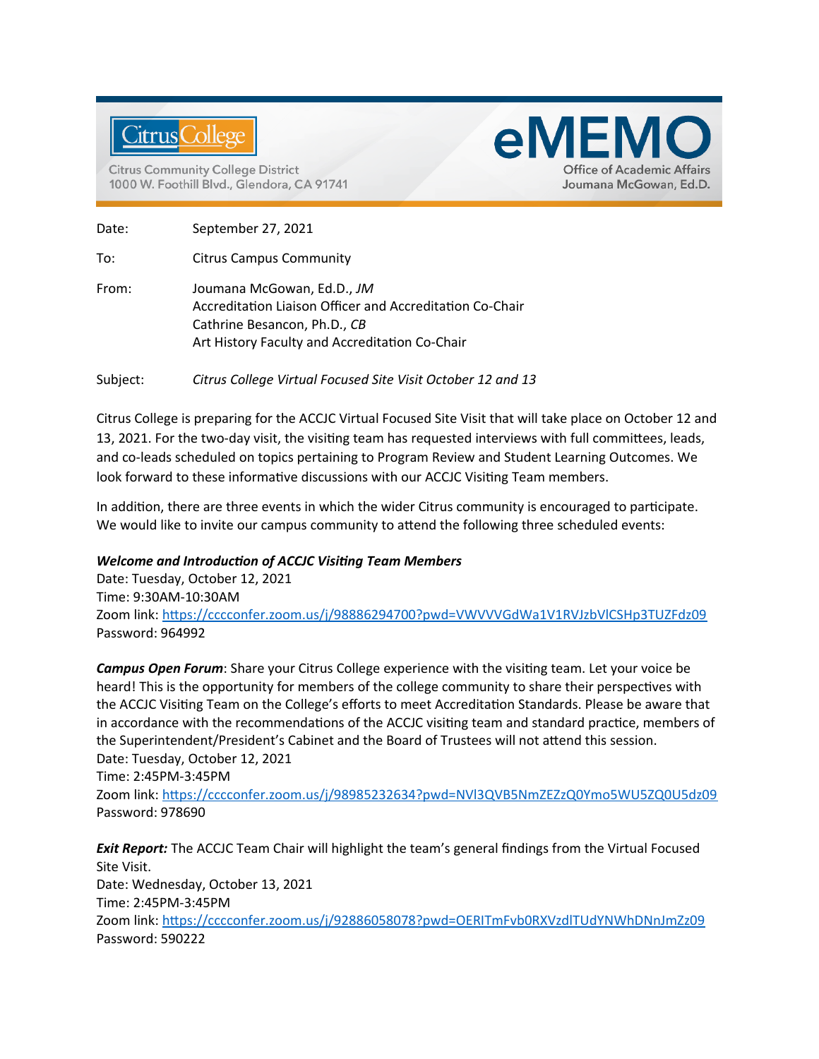Citrus College

Citrus Community College District
1000 W. Foothill Blvd., Glendora, CA 91741

# eMEMO

Office of Academic Affairs
Joumana McGowan, Ed.D.

Date: September 27, 2021

To: Citrus Campus Community

From: Joumana McGowan, Ed.D., *JM*
Accreditation Liaison Officer and Accreditation Co-Chair
Cathrine Besancon, Ph.D., *CB*
Art History Faculty and Accreditation Co-Chair

Subject: *Citrus College Virtual Focused Site Visit October 12 and 13*

Citrus College is preparing for the ACCJC Virtual Focused Site Visit that will take place on October 12 and 13, 2021. For the two-day visit, the visiting team has requested interviews with full committees, leads, and co-leads scheduled on topics pertaining to Program Review and Student Learning Outcomes. We look forward to these informative discussions with our ACCJC Visiting Team members.

In addition, there are three events in which the wider Citrus community is encouraged to participate. We would like to invite our campus community to attend the following three scheduled events:

***Welcome and Introduction of ACCJC Visiting Team Members***
Date: Tuesday, October 12, 2021
Time: 9:30AM-10:30AM
Zoom link: https://cccconfer.zoom.us/j/98886294700?pwd=VWVVVGdWa1V1RVJzbVlCSHp3TUZFdz09
Password: 964992

***Campus Open Forum***: Share your Citrus College experience with the visiting team. Let your voice be heard! This is the opportunity for members of the college community to share their perspectives with the ACCJC Visiting Team on the College's efforts to meet Accreditation Standards. Please be aware that in accordance with the recommendations of the ACCJC visiting team and standard practice, members of the Superintendent/President's Cabinet and the Board of Trustees will not attend this session.
Date: Tuesday, October 12, 2021
Time: 2:45PM-3:45PM
Zoom link: https://cccconfer.zoom.us/j/98985232634?pwd=NVl3QVB5NmZEZzQ0Ymo5WU5ZQ0U5dz09
Password: 978690

***Exit Report:*** The ACCJC Team Chair will highlight the team's general findings from the Virtual Focused Site Visit.
Date: Wednesday, October 13, 2021
Time: 2:45PM-3:45PM
Zoom link: https://cccconfer.zoom.us/j/92886058078?pwd=OERITmFvb0RXVzdlTUdYNWhDNnJmZz09
Password: 590222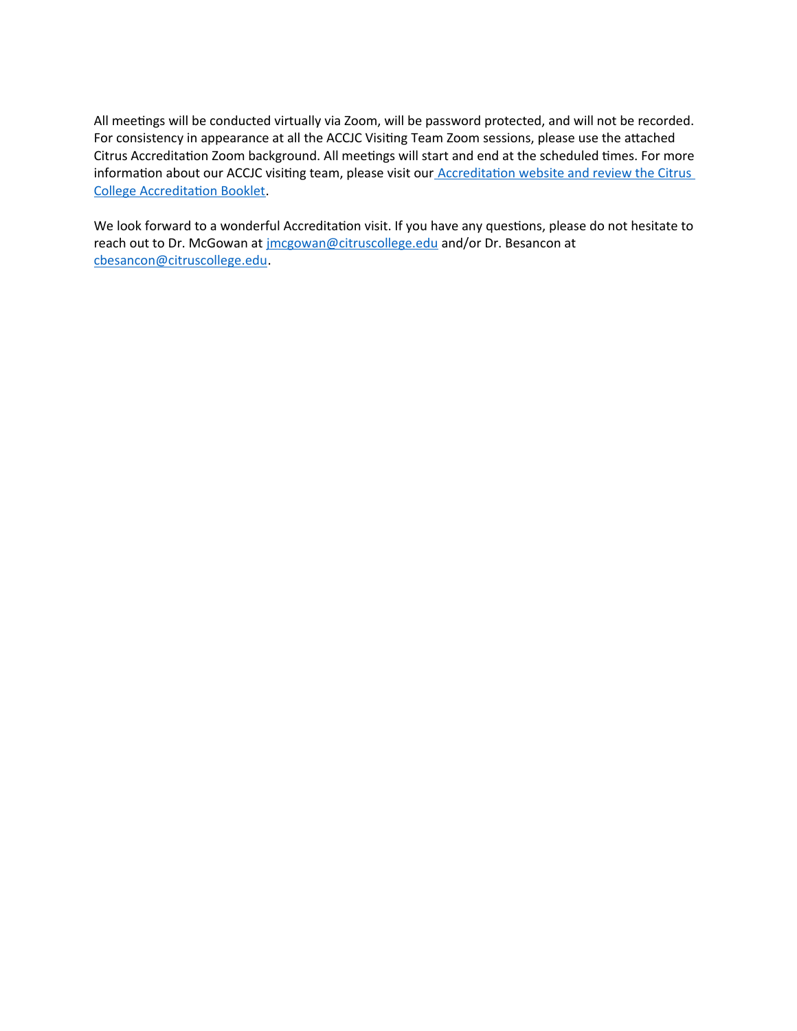All meetings will be conducted virtually via Zoom, will be password protected, and will not be recorded. For consistency in appearance at all the ACCJC Visiting Team Zoom sessions, please use the attached Citrus Accreditation Zoom background. All meetings will start and end at the scheduled times. For more information about our ACCJC visiting team, please visit our Accreditation website and review the Citrus College Accreditation Booklet.

We look forward to a wonderful Accreditation visit. If you have any questions, please do not hesitate to reach out to Dr. McGowan at jmcgowan@citruscollege.edu and/or Dr. Besancon at cbesancon@citruscollege.edu.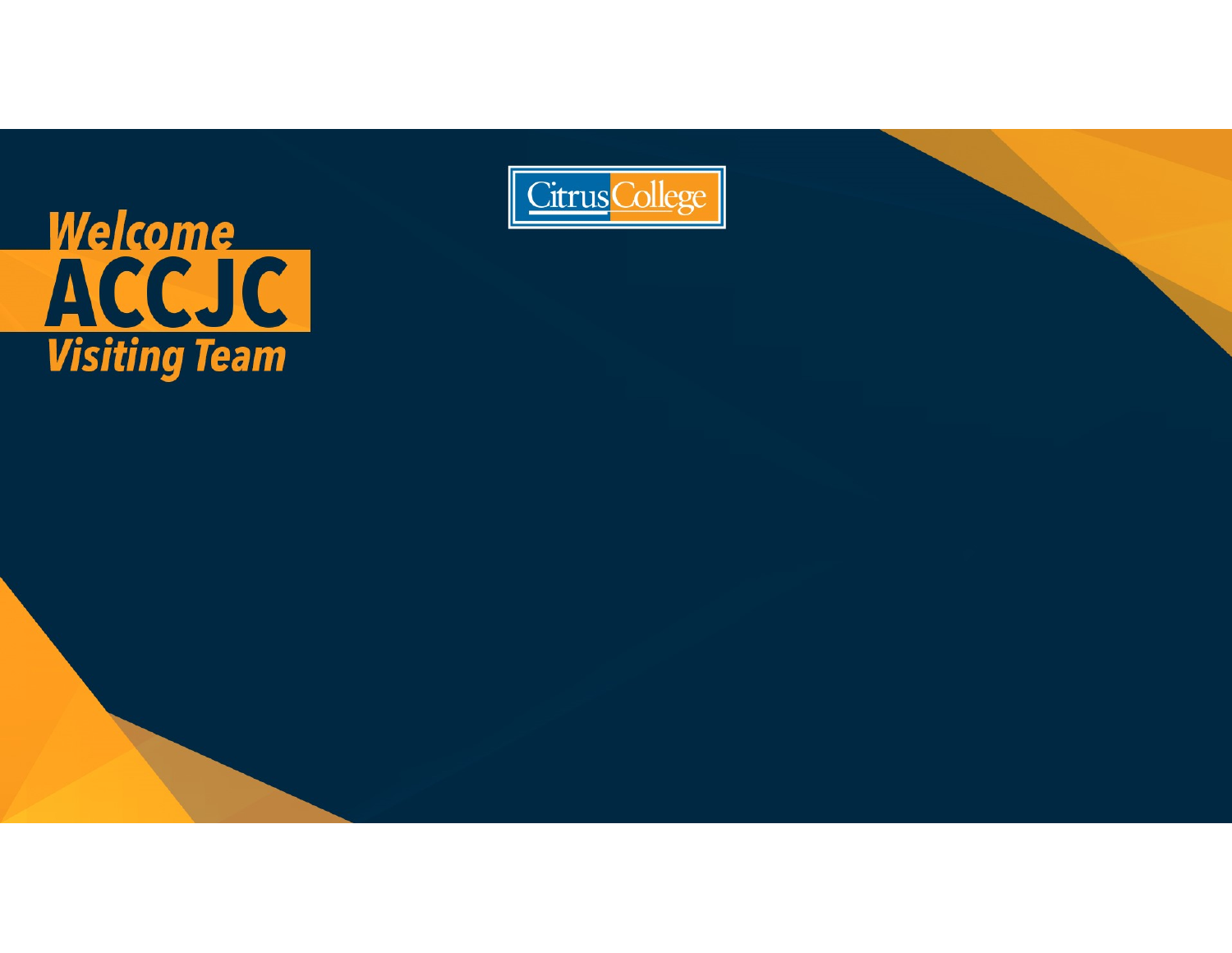Citrus College

# Welcome ACCJC Visiting Team